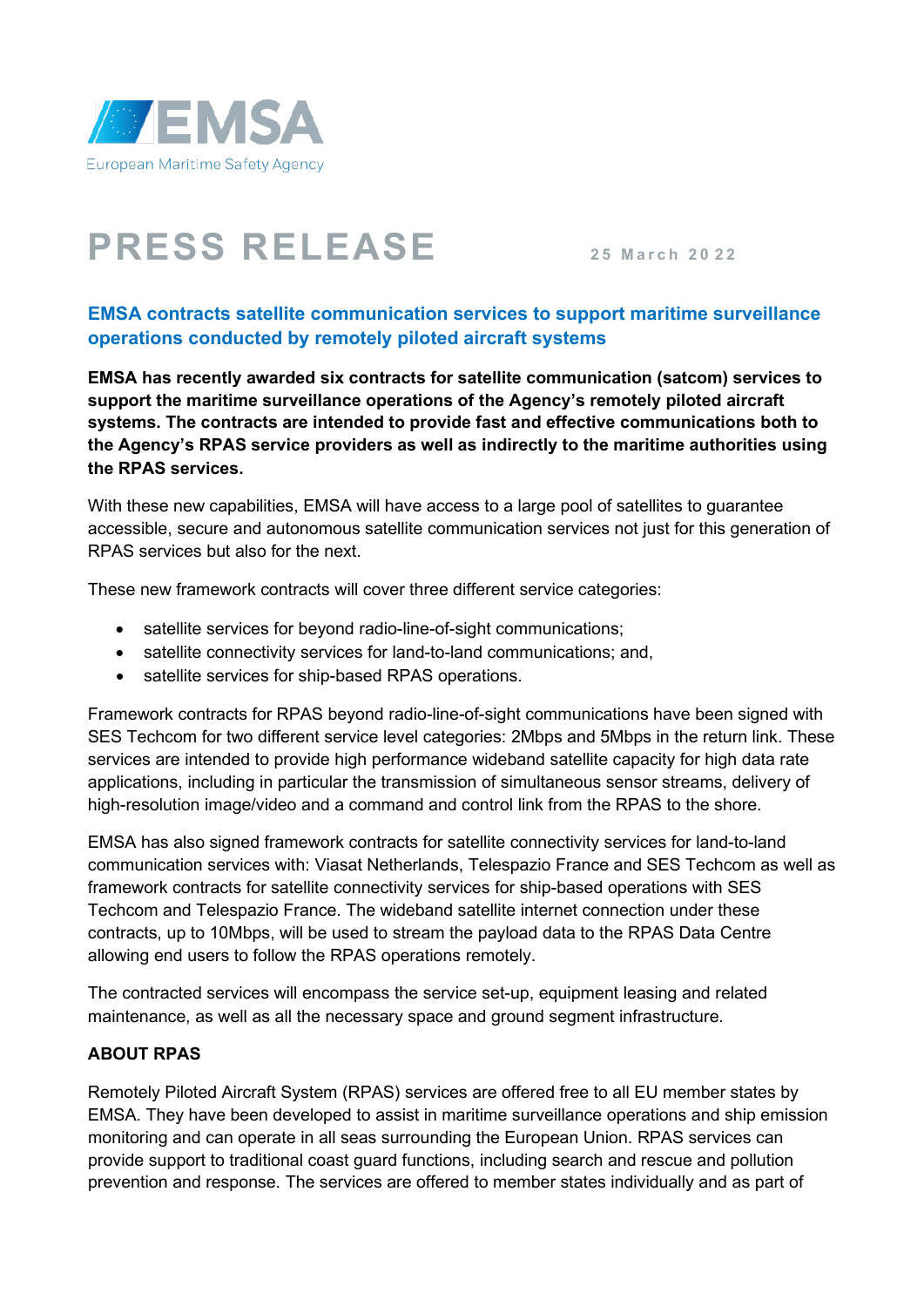EMSA

European Maritime Safety Agency

# PRESS RELEASE

25 March 2022

## EMSA contracts satellite communication services to support maritime surveillance operations conducted by remotely piloted aircraft systems

**EMSA has recently awarded six contracts for satellite communication (satcom) services to support the maritime surveillance operations of the Agency's remotely piloted aircraft systems. The contracts are intended to provide fast and effective communications both to the Agency's RPAS service providers as well as indirectly to the maritime authorities using the RPAS services.**

With these new capabilities, EMSA will have access to a large pool of satellites to guarantee accessible, secure and autonomous satellite communication services not just for this generation of RPAS services but also for the next.

These new framework contracts will cover three different service categories:

- satellite services for beyond radio-line-of-sight communications;
- satellite connectivity services for land-to-land communications; and,
- satellite services for ship-based RPAS operations.

Framework contracts for RPAS beyond radio-line-of-sight communications have been signed with SES Techcom for two different service level categories: 2Mbps and 5Mbps in the return link. These services are intended to provide high performance wideband satellite capacity for high data rate applications, including in particular the transmission of simultaneous sensor streams, delivery of high-resolution image/video and a command and control link from the RPAS to the shore.

EMSA has also signed framework contracts for satellite connectivity services for land-to-land communication services with: Viasat Netherlands, Telespazio France and SES Techcom as well as framework contracts for satellite connectivity services for ship-based operations with SES Techcom and Telespazio France. The wideband satellite internet connection under these contracts, up to 10Mbps, will be used to stream the payload data to the RPAS Data Centre allowing end users to follow the RPAS operations remotely.

The contracted services will encompass the service set-up, equipment leasing and related maintenance, as well as all the necessary space and ground segment infrastructure.

### ABOUT RPAS

Remotely Piloted Aircraft System (RPAS) services are offered free to all EU member states by EMSA. They have been developed to assist in maritime surveillance operations and ship emission monitoring and can operate in all seas surrounding the European Union. RPAS services can provide support to traditional coast guard functions, including search and rescue and pollution prevention and response. The services are offered to member states individually and as part of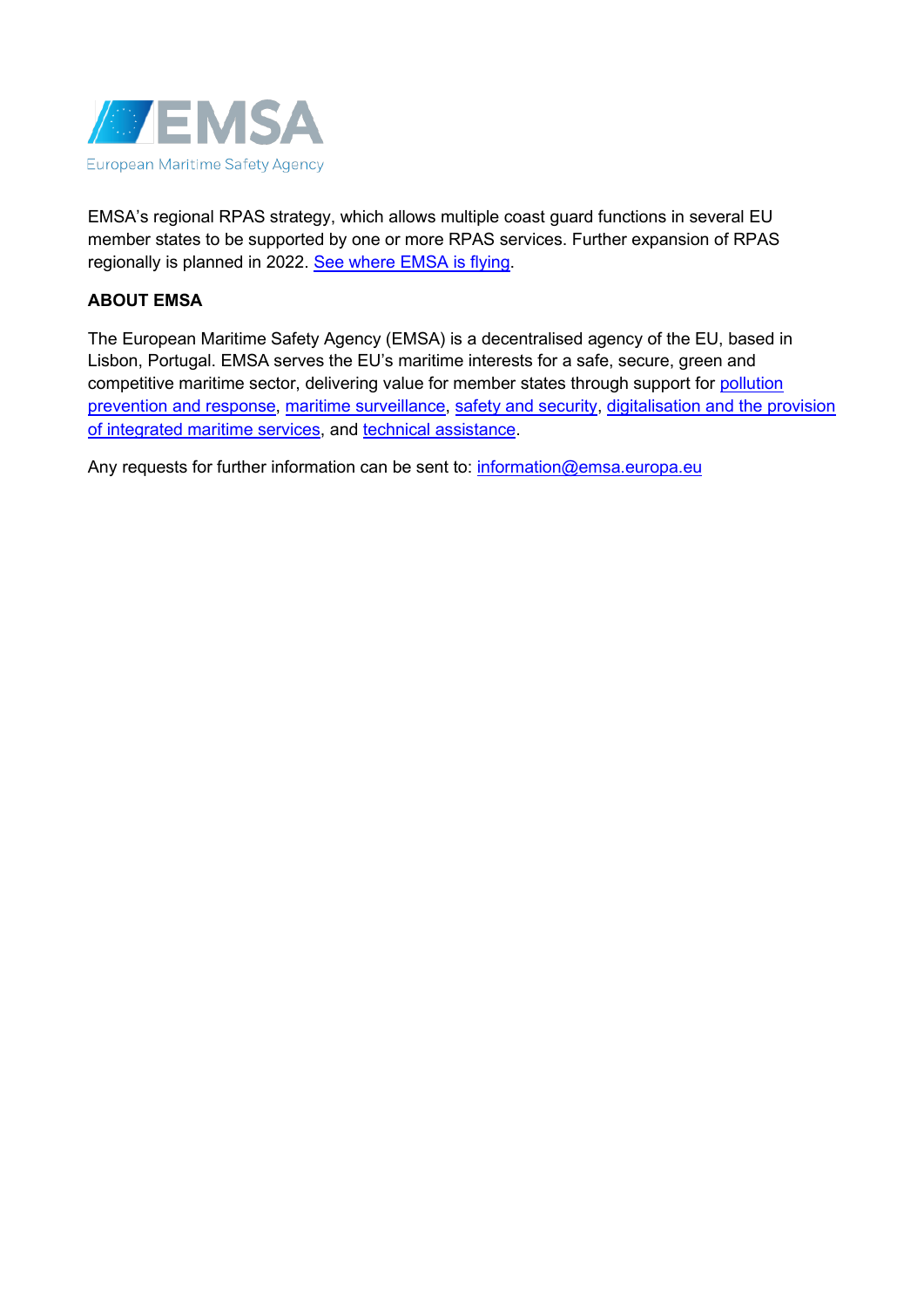EMSA's regional RPAS strategy, which allows multiple coast guard functions in several EU member states to be supported by one or more RPAS services. Further expansion of RPAS regionally is planned in 2022. See where EMSA is flying.

**ABOUT EMSA**

The European Maritime Safety Agency (EMSA) is a decentralised agency of the EU, based in Lisbon, Portugal. EMSA serves the EU's maritime interests for a safe, secure, green and competitive maritime sector, delivering value for member states through support for pollution prevention and response, maritime surveillance, safety and security, digitalisation and the provision of integrated maritime services, and technical assistance.

Any requests for further information can be sent to: information@emsa.europa.eu